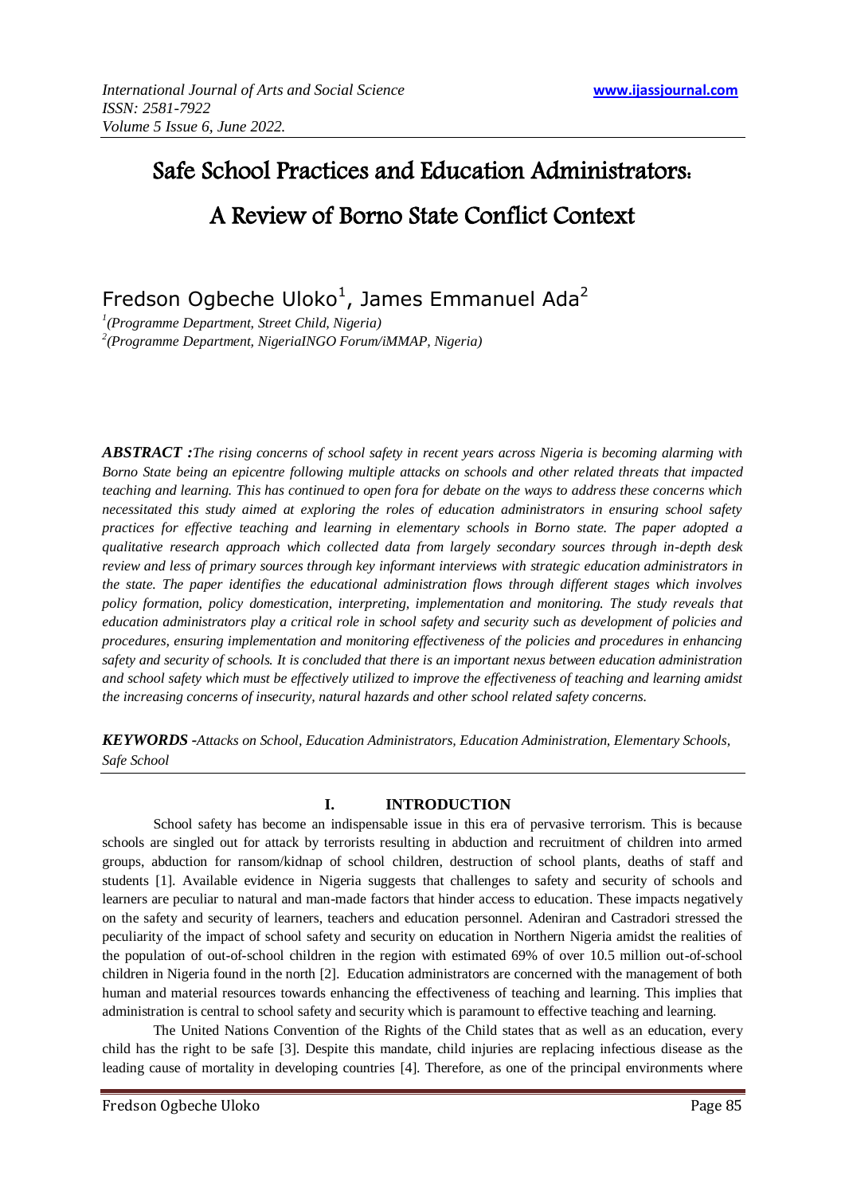# Safe School Practices and Education Administrators: A Review of Borno State Conflict Context

Fredson Ogbeche Uloko[1], James Emmanuel Ada[2]

[1](Programme Department, Street Child, Nigeria)
[2](Programme Department, NigeriaINGO Forum/iMMAP, Nigeria)

***ABSTRACT :****The rising concerns of school safety in recent years across Nigeria is becoming alarming with Borno State being an epicentre following multiple attacks on schools and other related threats that impacted teaching and learning. This has continued to open fora for debate on the ways to address these concerns which necessitated this study aimed at exploring the roles of education administrators in ensuring school safety practices for effective teaching and learning in elementary schools in Borno state. The paper adopted a qualitative research approach which collected data from largely secondary sources through in-depth desk review and less of primary sources through key informant interviews with strategic education administrators in the state. The paper identifies the educational administration flows through different stages which involves policy formation, policy domestication, interpreting, implementation and monitoring. The study reveals that education administrators play a critical role in school safety and security such as development of policies and procedures, ensuring implementation and monitoring effectiveness of the policies and procedures in enhancing safety and security of schools. It is concluded that there is an important nexus between education administration and school safety which must be effectively utilized to improve the effectiveness of teaching and learning amidst the increasing concerns of insecurity, natural hazards and other school related safety concerns.*

***KEYWORDS -****Attacks on School, Education Administrators, Education Administration, Elementary Schools, Safe School*

## I. INTRODUCTION

School safety has become an indispensable issue in this era of pervasive terrorism. This is because schools are singled out for attack by terrorists resulting in abduction and recruitment of children into armed groups, abduction for ransom/kidnap of school children, destruction of school plants, deaths of staff and students [1]. Available evidence in Nigeria suggests that challenges to safety and security of schools and learners are peculiar to natural and man-made factors that hinder access to education. These impacts negatively on the safety and security of learners, teachers and education personnel. Adeniran and Castradori stressed the peculiarity of the impact of school safety and security on education in Northern Nigeria amidst the realities of the population of out-of-school children in the region with estimated 69% of over 10.5 million out-of-school children in Nigeria found in the north [2]. Education administrators are concerned with the management of both human and material resources towards enhancing the effectiveness of teaching and learning. This implies that administration is central to school safety and security which is paramount to effective teaching and learning.

The United Nations Convention of the Rights of the Child states that as well as an education, every child has the right to be safe [3]. Despite this mandate, child injuries are replacing infectious disease as the leading cause of mortality in developing countries [4]. Therefore, as one of the principal environments where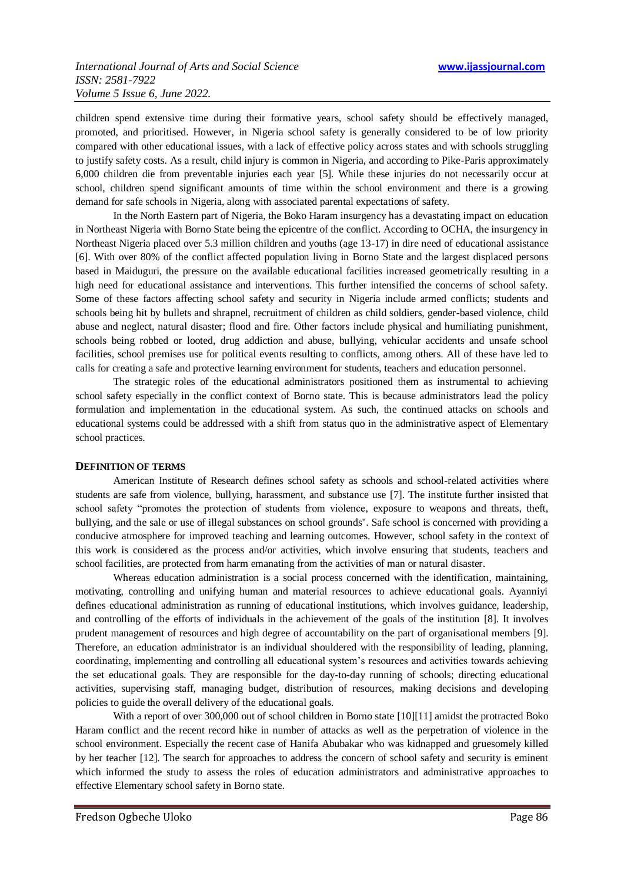children spend extensive time during their formative years, school safety should be effectively managed, promoted, and prioritised. However, in Nigeria school safety is generally considered to be of low priority compared with other educational issues, with a lack of effective policy across states and with schools struggling to justify safety costs. As a result, child injury is common in Nigeria, and according to Pike-Paris approximately 6,000 children die from preventable injuries each year [5]. While these injuries do not necessarily occur at school, children spend significant amounts of time within the school environment and there is a growing demand for safe schools in Nigeria, along with associated parental expectations of safety.

In the North Eastern part of Nigeria, the Boko Haram insurgency has a devastating impact on education in Northeast Nigeria with Borno State being the epicentre of the conflict. According to OCHA, the insurgency in Northeast Nigeria placed over 5.3 million children and youths (age 13-17) in dire need of educational assistance [6]. With over 80% of the conflict affected population living in Borno State and the largest displaced persons based in Maiduguri, the pressure on the available educational facilities increased geometrically resulting in a high need for educational assistance and interventions. This further intensified the concerns of school safety. Some of these factors affecting school safety and security in Nigeria include armed conflicts; students and schools being hit by bullets and shrapnel, recruitment of children as child soldiers, gender-based violence, child abuse and neglect, natural disaster; flood and fire. Other factors include physical and humiliating punishment, schools being robbed or looted, drug addiction and abuse, bullying, vehicular accidents and unsafe school facilities, school premises use for political events resulting to conflicts, among others. All of these have led to calls for creating a safe and protective learning environment for students, teachers and education personnel.

The strategic roles of the educational administrators positioned them as instrumental to achieving school safety especially in the conflict context of Borno state. This is because administrators lead the policy formulation and implementation in the educational system. As such, the continued attacks on schools and educational systems could be addressed with a shift from status quo in the administrative aspect of Elementary school practices.

## DEFINITION OF TERMS

American Institute of Research defines school safety as schools and school-related activities where students are safe from violence, bullying, harassment, and substance use [7]. The institute further insisted that school safety "promotes the protection of students from violence, exposure to weapons and threats, theft, bullying, and the sale or use of illegal substances on school grounds". Safe school is concerned with providing a conducive atmosphere for improved teaching and learning outcomes. However, school safety in the context of this work is considered as the process and/or activities, which involve ensuring that students, teachers and school facilities, are protected from harm emanating from the activities of man or natural disaster.

Whereas education administration is a social process concerned with the identification, maintaining, motivating, controlling and unifying human and material resources to achieve educational goals. Ayanniyi defines educational administration as running of educational institutions, which involves guidance, leadership, and controlling of the efforts of individuals in the achievement of the goals of the institution [8]. It involves prudent management of resources and high degree of accountability on the part of organisational members [9]. Therefore, an education administrator is an individual shouldered with the responsibility of leading, planning, coordinating, implementing and controlling all educational system's resources and activities towards achieving the set educational goals. They are responsible for the day-to-day running of schools; directing educational activities, supervising staff, managing budget, distribution of resources, making decisions and developing policies to guide the overall delivery of the educational goals.

With a report of over 300,000 out of school children in Borno state [10][11] amidst the protracted Boko Haram conflict and the recent record hike in number of attacks as well as the perpetration of violence in the school environment. Especially the recent case of Hanifa Abubakar who was kidnapped and gruesomely killed by her teacher [12]. The search for approaches to address the concern of school safety and security is eminent which informed the study to assess the roles of education administrators and administrative approaches to effective Elementary school safety in Borno state.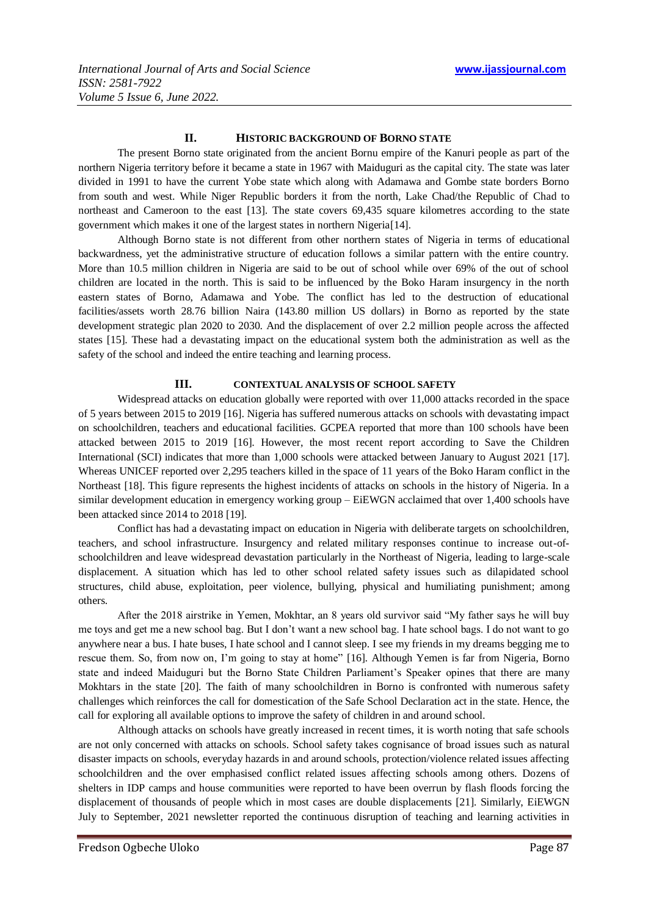## II. HISTORIC BACKGROUND OF BORNO STATE

The present Borno state originated from the ancient Bornu empire of the Kanuri people as part of the northern Nigeria territory before it became a state in 1967 with Maiduguri as the capital city. The state was later divided in 1991 to have the current Yobe state which along with Adamawa and Gombe state borders Borno from south and west. While Niger Republic borders it from the north, Lake Chad/the Republic of Chad to northeast and Cameroon to the east [13]. The state covers 69,435 square kilometres according to the state government which makes it one of the largest states in northern Nigeria[14].

Although Borno state is not different from other northern states of Nigeria in terms of educational backwardness, yet the administrative structure of education follows a similar pattern with the entire country. More than 10.5 million children in Nigeria are said to be out of school while over 69% of the out of school children are located in the north. This is said to be influenced by the Boko Haram insurgency in the north eastern states of Borno, Adamawa and Yobe. The conflict has led to the destruction of educational facilities/assets worth 28.76 billion Naira (143.80 million US dollars) in Borno as reported by the state development strategic plan 2020 to 2030. And the displacement of over 2.2 million people across the affected states [15]. These had a devastating impact on the educational system both the administration as well as the safety of the school and indeed the entire teaching and learning process.

## III. CONTEXTUAL ANALYSIS OF SCHOOL SAFETY

Widespread attacks on education globally were reported with over 11,000 attacks recorded in the space of 5 years between 2015 to 2019 [16]. Nigeria has suffered numerous attacks on schools with devastating impact on schoolchildren, teachers and educational facilities. GCPEA reported that more than 100 schools have been attacked between 2015 to 2019 [16]. However, the most recent report according to Save the Children International (SCI) indicates that more than 1,000 schools were attacked between January to August 2021 [17]. Whereas UNICEF reported over 2,295 teachers killed in the space of 11 years of the Boko Haram conflict in the Northeast [18]. This figure represents the highest incidents of attacks on schools in the history of Nigeria. In a similar development education in emergency working group – EiEWGN acclaimed that over 1,400 schools have been attacked since 2014 to 2018 [19].

Conflict has had a devastating impact on education in Nigeria with deliberate targets on schoolchildren, teachers, and school infrastructure. Insurgency and related military responses continue to increase out-of-schoolchildren and leave widespread devastation particularly in the Northeast of Nigeria, leading to large-scale displacement. A situation which has led to other school related safety issues such as dilapidated school structures, child abuse, exploitation, peer violence, bullying, physical and humiliating punishment; among others.

After the 2018 airstrike in Yemen, Mokhtar, an 8 years old survivor said "My father says he will buy me toys and get me a new school bag. But I don't want a new school bag. I hate school bags. I do not want to go anywhere near a bus. I hate buses, I hate school and I cannot sleep. I see my friends in my dreams begging me to rescue them. So, from now on, I'm going to stay at home" [16]. Although Yemen is far from Nigeria, Borno state and indeed Maiduguri but the Borno State Children Parliament's Speaker opines that there are many Mokhtars in the state [20]. The faith of many schoolchildren in Borno is confronted with numerous safety challenges which reinforces the call for domestication of the Safe School Declaration act in the state. Hence, the call for exploring all available options to improve the safety of children in and around school.

Although attacks on schools have greatly increased in recent times, it is worth noting that safe schools are not only concerned with attacks on schools. School safety takes cognisance of broad issues such as natural disaster impacts on schools, everyday hazards in and around schools, protection/violence related issues affecting schoolchildren and the over emphasised conflict related issues affecting schools among others. Dozens of shelters in IDP camps and house communities were reported to have been overrun by flash floods forcing the displacement of thousands of people which in most cases are double displacements [21]. Similarly, EiEWGN July to September, 2021 newsletter reported the continuous disruption of teaching and learning activities in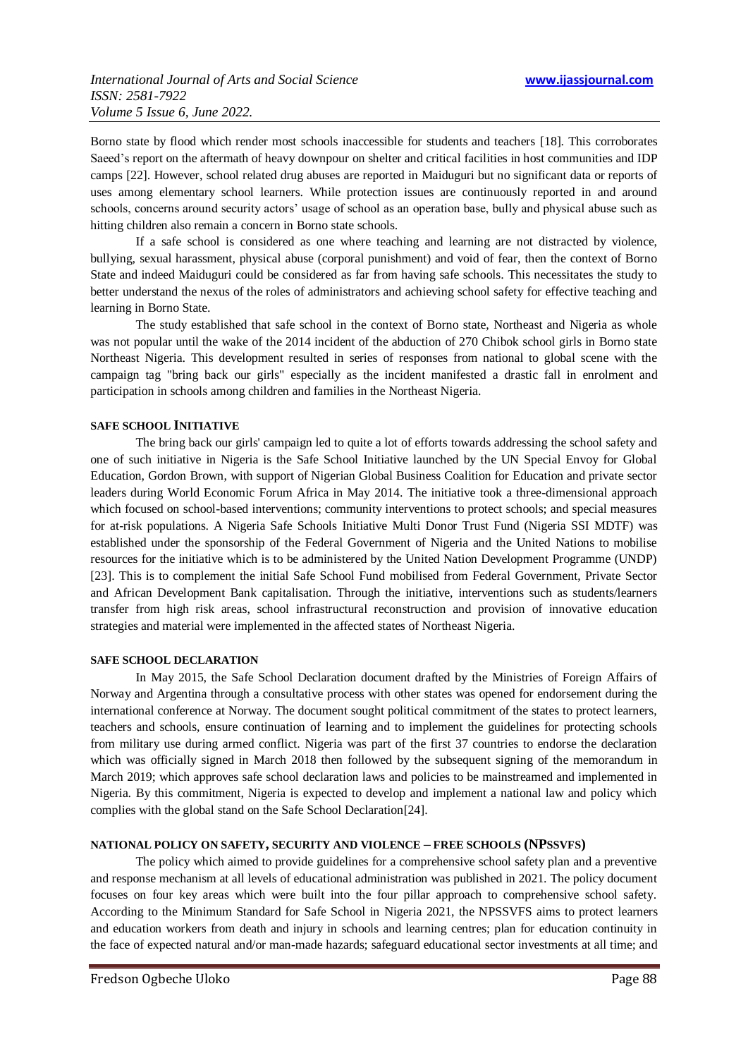Borno state by flood which render most schools inaccessible for students and teachers [18]. This corroborates Saeed's report on the aftermath of heavy downpour on shelter and critical facilities in host communities and IDP camps [22]. However, school related drug abuses are reported in Maiduguri but no significant data or reports of uses among elementary school learners. While protection issues are continuously reported in and around schools, concerns around security actors' usage of school as an operation base, bully and physical abuse such as hitting children also remain a concern in Borno state schools.

If a safe school is considered as one where teaching and learning are not distracted by violence, bullying, sexual harassment, physical abuse (corporal punishment) and void of fear, then the context of Borno State and indeed Maiduguri could be considered as far from having safe schools. This necessitates the study to better understand the nexus of the roles of administrators and achieving school safety for effective teaching and learning in Borno State.

The study established that safe school in the context of Borno state, Northeast and Nigeria as whole was not popular until the wake of the 2014 incident of the abduction of 270 Chibok school girls in Borno state Northeast Nigeria. This development resulted in series of responses from national to global scene with the campaign tag "bring back our girls" especially as the incident manifested a drastic fall in enrolment and participation in schools among children and families in the Northeast Nigeria.

## SAFE SCHOOL INITIATIVE

The bring back our girls' campaign led to quite a lot of efforts towards addressing the school safety and one of such initiative in Nigeria is the Safe School Initiative launched by the UN Special Envoy for Global Education, Gordon Brown, with support of Nigerian Global Business Coalition for Education and private sector leaders during World Economic Forum Africa in May 2014. The initiative took a three-dimensional approach which focused on school-based interventions; community interventions to protect schools; and special measures for at-risk populations. A Nigeria Safe Schools Initiative Multi Donor Trust Fund (Nigeria SSI MDTF) was established under the sponsorship of the Federal Government of Nigeria and the United Nations to mobilise resources for the initiative which is to be administered by the United Nation Development Programme (UNDP) [23]. This is to complement the initial Safe School Fund mobilised from Federal Government, Private Sector and African Development Bank capitalisation. Through the initiative, interventions such as students/learners transfer from high risk areas, school infrastructural reconstruction and provision of innovative education strategies and material were implemented in the affected states of Northeast Nigeria.

## SAFE SCHOOL DECLARATION

In May 2015, the Safe School Declaration document drafted by the Ministries of Foreign Affairs of Norway and Argentina through a consultative process with other states was opened for endorsement during the international conference at Norway. The document sought political commitment of the states to protect learners, teachers and schools, ensure continuation of learning and to implement the guidelines for protecting schools from military use during armed conflict. Nigeria was part of the first 37 countries to endorse the declaration which was officially signed in March 2018 then followed by the subsequent signing of the memorandum in March 2019; which approves safe school declaration laws and policies to be mainstreamed and implemented in Nigeria. By this commitment, Nigeria is expected to develop and implement a national law and policy which complies with the global stand on the Safe School Declaration[24].

## NATIONAL POLICY ON SAFETY, SECURITY AND VIOLENCE – FREE SCHOOLS (NPSSVFS)

The policy which aimed to provide guidelines for a comprehensive school safety plan and a preventive and response mechanism at all levels of educational administration was published in 2021. The policy document focuses on four key areas which were built into the four pillar approach to comprehensive school safety. According to the Minimum Standard for Safe School in Nigeria 2021, the NPSSVFS aims to protect learners and education workers from death and injury in schools and learning centres; plan for education continuity in the face of expected natural and/or man-made hazards; safeguard educational sector investments at all time; and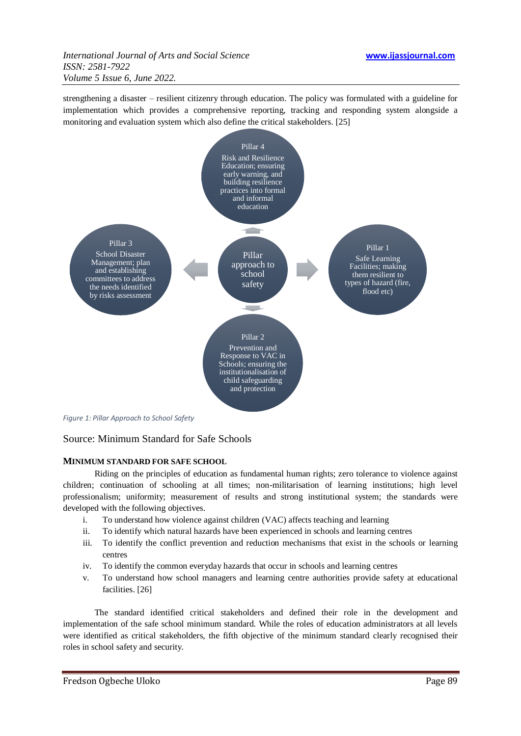strengthening a disaster – resilient citizenry through education. The policy was formulated with a guideline for implementation which provides a comprehensive reporting, tracking and responding system alongside a monitoring and evaluation system which also define the critical stakeholders. [25]

Pillar 4
Risk and Resilience Education; ensuring early warning, and building resilience practices into formal and informal education

Pillar 3
School Disaster Management; plan and establishing committees to address the needs identified by risks assessment

Pillar approach to school safety

Pillar 1
Safe Learning Facilities; making them resilient to types of hazard (fire, flood etc)

Pillar 2
Prevention and Response to VAC in Schools; ensuring the institutionalisation of child safeguarding and protection

*Figure 1: Pillar Approach to School Safety*

Source: Minimum Standard for Safe Schools

**MINIMUM STANDARD FOR SAFE SCHOOL**

Riding on the principles of education as fundamental human rights; zero tolerance to violence against children; continuation of schooling at all times; non-militarisation of learning institutions; high level professionalism; uniformity; measurement of results and strong institutional system; the standards were developed with the following objectives.

i. To understand how violence against children (VAC) affects teaching and learning
ii. To identify which natural hazards have been experienced in schools and learning centres
iii. To identify the conflict prevention and reduction mechanisms that exist in the schools or learning centres
iv. To identify the common everyday hazards that occur in schools and learning centres
v. To understand how school managers and learning centre authorities provide safety at educational facilities. [26]

The standard identified critical stakeholders and defined their role in the development and implementation of the safe school minimum standard. While the roles of education administrators at all levels were identified as critical stakeholders, the fifth objective of the minimum standard clearly recognised their roles in school safety and security.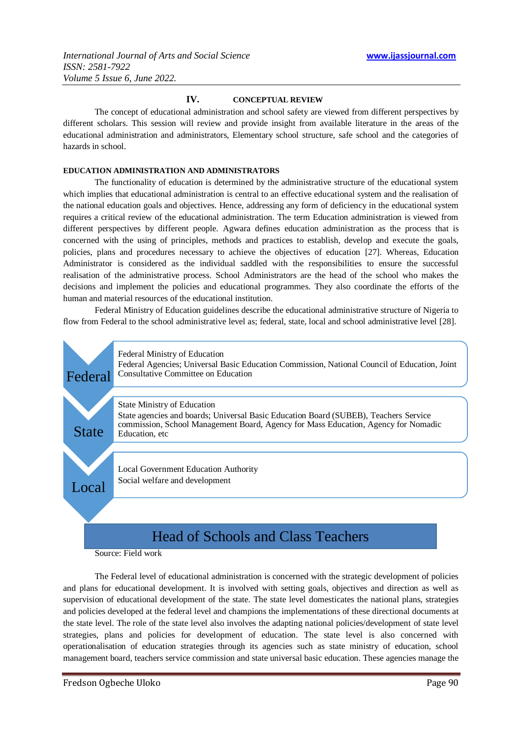## IV. CONCEPTUAL REVIEW

The concept of educational administration and school safety are viewed from different perspectives by different scholars. This session will review and provide insight from available literature in the areas of the educational administration and administrators, Elementary school structure, safe school and the categories of hazards in school.

### EDUCATION ADMINISTRATION AND ADMINISTRATORS

The functionality of education is determined by the administrative structure of the educational system which implies that educational administration is central to an effective educational system and the realisation of the national education goals and objectives. Hence, addressing any form of deficiency in the educational system requires a critical review of the educational administration. The term Education administration is viewed from different perspectives by different people. Agwara defines education administration as the process that is concerned with the using of principles, methods and practices to establish, develop and execute the goals, policies, plans and procedures necessary to achieve the objectives of education [27]. Whereas, Education Administrator is considered as the individual saddled with the responsibilities to ensure the successful realisation of the administrative process. School Administrators are the head of the school who makes the decisions and implement the policies and educational programmes. They also coordinate the efforts of the human and material resources of the educational institution.

Federal Ministry of Education guidelines describe the educational administrative structure of Nigeria to flow from Federal to the school administrative level as; federal, state, local and school administrative level [28].

**Federal**
Federal Ministry of Education
Federal Agencies; Universal Basic Education Commission, National Council of Education, Joint Consultative Committee on Education

**State**
State Ministry of Education
State agencies and boards; Universal Basic Education Board (SUBEB), Teachers Service commission, School Management Board, Agency for Mass Education, Agency for Nomadic Education, etc

**Local**
Local Government Education Authority
Social welfare and development

**Head of Schools and Class Teachers**

Source: Field work

The Federal level of educational administration is concerned with the strategic development of policies and plans for educational development. It is involved with setting goals, objectives and direction as well as supervision of educational development of the state. The state level domesticates the national plans, strategies and policies developed at the federal level and champions the implementations of these directional documents at the state level. The role of the state level also involves the adapting national policies/development of state level strategies, plans and policies for development of education. The state level is also concerned with operationalisation of education strategies through its agencies such as state ministry of education, school management board, teachers service commission and state universal basic education. These agencies manage the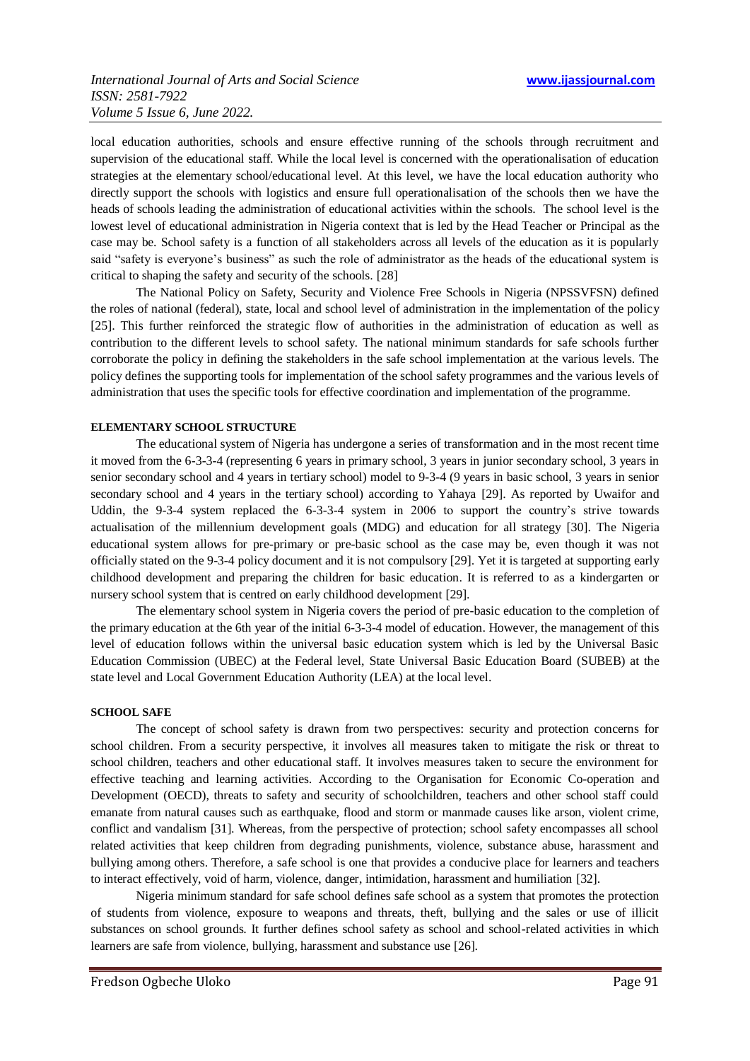local education authorities, schools and ensure effective running of the schools through recruitment and supervision of the educational staff. While the local level is concerned with the operationalisation of education strategies at the elementary school/educational level. At this level, we have the local education authority who directly support the schools with logistics and ensure full operationalisation of the schools then we have the heads of schools leading the administration of educational activities within the schools. The school level is the lowest level of educational administration in Nigeria context that is led by the Head Teacher or Principal as the case may be. School safety is a function of all stakeholders across all levels of the education as it is popularly said "safety is everyone's business" as such the role of administrator as the heads of the educational system is critical to shaping the safety and security of the schools. [28]

The National Policy on Safety, Security and Violence Free Schools in Nigeria (NPSSVFSN) defined the roles of national (federal), state, local and school level of administration in the implementation of the policy [25]. This further reinforced the strategic flow of authorities in the administration of education as well as contribution to the different levels to school safety. The national minimum standards for safe schools further corroborate the policy in defining the stakeholders in the safe school implementation at the various levels. The policy defines the supporting tools for implementation of the school safety programmes and the various levels of administration that uses the specific tools for effective coordination and implementation of the programme.

#### ELEMENTARY SCHOOL STRUCTURE

The educational system of Nigeria has undergone a series of transformation and in the most recent time it moved from the 6-3-3-4 (representing 6 years in primary school, 3 years in junior secondary school, 3 years in senior secondary school and 4 years in tertiary school) model to 9-3-4 (9 years in basic school, 3 years in senior secondary school and 4 years in the tertiary school) according to Yahaya [29]. As reported by Uwaifor and Uddin, the 9-3-4 system replaced the 6-3-3-4 system in 2006 to support the country's strive towards actualisation of the millennium development goals (MDG) and education for all strategy [30]. The Nigeria educational system allows for pre-primary or pre-basic school as the case may be, even though it was not officially stated on the 9-3-4 policy document and it is not compulsory [29]. Yet it is targeted at supporting early childhood development and preparing the children for basic education. It is referred to as a kindergarten or nursery school system that is centred on early childhood development [29].

The elementary school system in Nigeria covers the period of pre-basic education to the completion of the primary education at the 6th year of the initial 6-3-3-4 model of education. However, the management of this level of education follows within the universal basic education system which is led by the Universal Basic Education Commission (UBEC) at the Federal level, State Universal Basic Education Board (SUBEB) at the state level and Local Government Education Authority (LEA) at the local level.

#### SCHOOL SAFE

The concept of school safety is drawn from two perspectives: security and protection concerns for school children. From a security perspective, it involves all measures taken to mitigate the risk or threat to school children, teachers and other educational staff. It involves measures taken to secure the environment for effective teaching and learning activities. According to the Organisation for Economic Co-operation and Development (OECD), threats to safety and security of schoolchildren, teachers and other school staff could emanate from natural causes such as earthquake, flood and storm or manmade causes like arson, violent crime, conflict and vandalism [31]. Whereas, from the perspective of protection; school safety encompasses all school related activities that keep children from degrading punishments, violence, substance abuse, harassment and bullying among others. Therefore, a safe school is one that provides a conducive place for learners and teachers to interact effectively, void of harm, violence, danger, intimidation, harassment and humiliation [32].

Nigeria minimum standard for safe school defines safe school as a system that promotes the protection of students from violence, exposure to weapons and threats, theft, bullying and the sales or use of illicit substances on school grounds. It further defines school safety as school and school-related activities in which learners are safe from violence, bullying, harassment and substance use [26].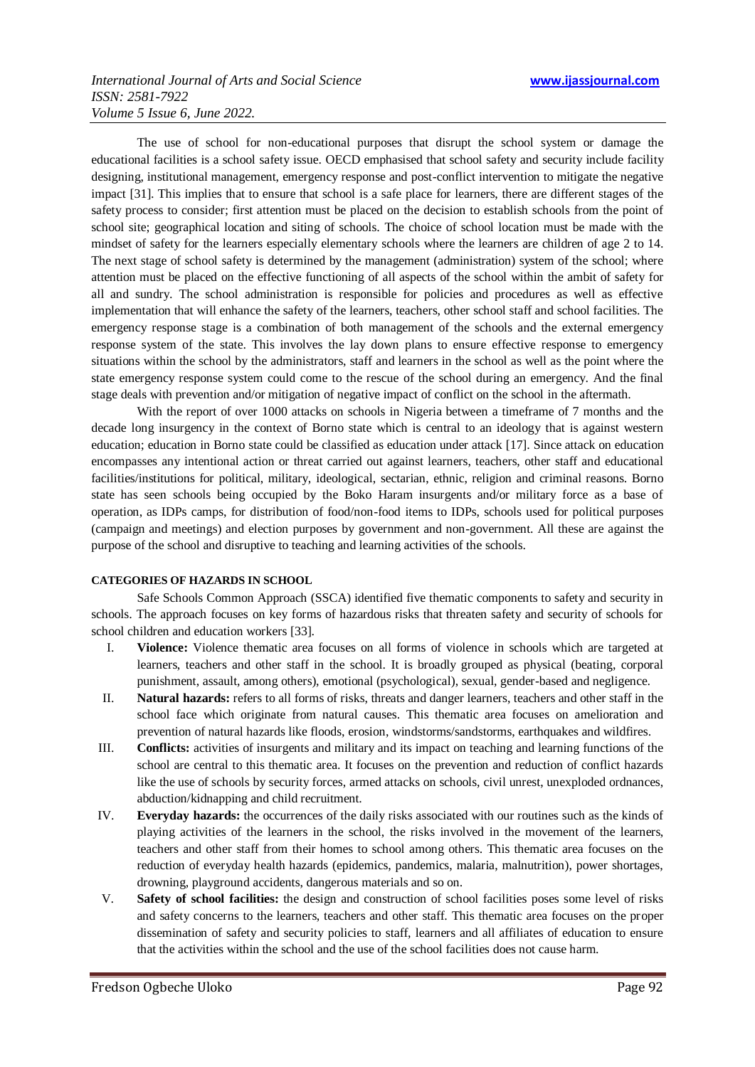The use of school for non-educational purposes that disrupt the school system or damage the educational facilities is a school safety issue. OECD emphasised that school safety and security include facility designing, institutional management, emergency response and post-conflict intervention to mitigate the negative impact [31]. This implies that to ensure that school is a safe place for learners, there are different stages of the safety process to consider; first attention must be placed on the decision to establish schools from the point of school site; geographical location and siting of schools. The choice of school location must be made with the mindset of safety for the learners especially elementary schools where the learners are children of age 2 to 14. The next stage of school safety is determined by the management (administration) system of the school; where attention must be placed on the effective functioning of all aspects of the school within the ambit of safety for all and sundry. The school administration is responsible for policies and procedures as well as effective implementation that will enhance the safety of the learners, teachers, other school staff and school facilities. The emergency response stage is a combination of both management of the schools and the external emergency response system of the state. This involves the lay down plans to ensure effective response to emergency situations within the school by the administrators, staff and learners in the school as well as the point where the state emergency response system could come to the rescue of the school during an emergency. And the final stage deals with prevention and/or mitigation of negative impact of conflict on the school in the aftermath.

With the report of over 1000 attacks on schools in Nigeria between a timeframe of 7 months and the decade long insurgency in the context of Borno state which is central to an ideology that is against western education; education in Borno state could be classified as education under attack [17]. Since attack on education encompasses any intentional action or threat carried out against learners, teachers, other staff and educational facilities/institutions for political, military, ideological, sectarian, ethnic, religion and criminal reasons. Borno state has seen schools being occupied by the Boko Haram insurgents and/or military force as a base of operation, as IDPs camps, for distribution of food/non-food items to IDPs, schools used for political purposes (campaign and meetings) and election purposes by government and non-government. All these are against the purpose of the school and disruptive to teaching and learning activities of the schools.

## CATEGORIES OF HAZARDS IN SCHOOL

Safe Schools Common Approach (SSCA) identified five thematic components to safety and security in schools. The approach focuses on key forms of hazardous risks that threaten safety and security of schools for school children and education workers [33].

I. **Violence:** Violence thematic area focuses on all forms of violence in schools which are targeted at learners, teachers and other staff in the school. It is broadly grouped as physical (beating, corporal punishment, assault, among others), emotional (psychological), sexual, gender-based and negligence.

II. **Natural hazards:** refers to all forms of risks, threats and danger learners, teachers and other staff in the school face which originate from natural causes. This thematic area focuses on amelioration and prevention of natural hazards like floods, erosion, windstorms/sandstorms, earthquakes and wildfires.

III. **Conflicts:** activities of insurgents and military and its impact on teaching and learning functions of the school are central to this thematic area. It focuses on the prevention and reduction of conflict hazards like the use of schools by security forces, armed attacks on schools, civil unrest, unexploded ordnances, abduction/kidnapping and child recruitment.

IV. **Everyday hazards:** the occurrences of the daily risks associated with our routines such as the kinds of playing activities of the learners in the school, the risks involved in the movement of the learners, teachers and other staff from their homes to school among others. This thematic area focuses on the reduction of everyday health hazards (epidemics, pandemics, malaria, malnutrition), power shortages, drowning, playground accidents, dangerous materials and so on.

V. **Safety of school facilities:** the design and construction of school facilities poses some level of risks and safety concerns to the learners, teachers and other staff. This thematic area focuses on the proper dissemination of safety and security policies to staff, learners and all affiliates of education to ensure that the activities within the school and the use of the school facilities does not cause harm.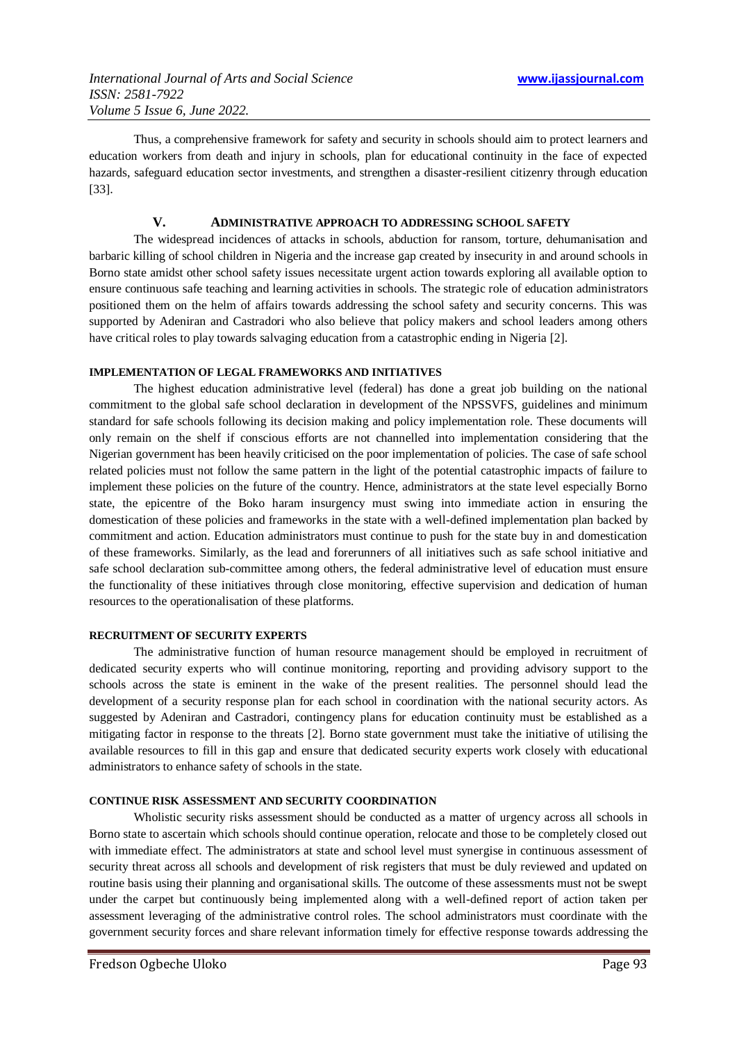Thus, a comprehensive framework for safety and security in schools should aim to protect learners and education workers from death and injury in schools, plan for educational continuity in the face of expected hazards, safeguard education sector investments, and strengthen a disaster-resilient citizenry through education [33].

## V. ADMINISTRATIVE APPROACH TO ADDRESSING SCHOOL SAFETY

The widespread incidences of attacks in schools, abduction for ransom, torture, dehumanisation and barbaric killing of school children in Nigeria and the increase gap created by insecurity in and around schools in Borno state amidst other school safety issues necessitate urgent action towards exploring all available option to ensure continuous safe teaching and learning activities in schools. The strategic role of education administrators positioned them on the helm of affairs towards addressing the school safety and security concerns. This was supported by Adeniran and Castradori who also believe that policy makers and school leaders among others have critical roles to play towards salvaging education from a catastrophic ending in Nigeria [2].

### IMPLEMENTATION OF LEGAL FRAMEWORKS AND INITIATIVES

The highest education administrative level (federal) has done a great job building on the national commitment to the global safe school declaration in development of the NPSSVFS, guidelines and minimum standard for safe schools following its decision making and policy implementation role. These documents will only remain on the shelf if conscious efforts are not channelled into implementation considering that the Nigerian government has been heavily criticised on the poor implementation of policies. The case of safe school related policies must not follow the same pattern in the light of the potential catastrophic impacts of failure to implement these policies on the future of the country. Hence, administrators at the state level especially Borno state, the epicentre of the Boko haram insurgency must swing into immediate action in ensuring the domestication of these policies and frameworks in the state with a well-defined implementation plan backed by commitment and action. Education administrators must continue to push for the state buy in and domestication of these frameworks. Similarly, as the lead and forerunners of all initiatives such as safe school initiative and safe school declaration sub-committee among others, the federal administrative level of education must ensure the functionality of these initiatives through close monitoring, effective supervision and dedication of human resources to the operationalisation of these platforms.

### RECRUITMENT OF SECURITY EXPERTS

The administrative function of human resource management should be employed in recruitment of dedicated security experts who will continue monitoring, reporting and providing advisory support to the schools across the state is eminent in the wake of the present realities. The personnel should lead the development of a security response plan for each school in coordination with the national security actors. As suggested by Adeniran and Castradori, contingency plans for education continuity must be established as a mitigating factor in response to the threats [2]. Borno state government must take the initiative of utilising the available resources to fill in this gap and ensure that dedicated security experts work closely with educational administrators to enhance safety of schools in the state.

### CONTINUE RISK ASSESSMENT AND SECURITY COORDINATION

Wholistic security risks assessment should be conducted as a matter of urgency across all schools in Borno state to ascertain which schools should continue operation, relocate and those to be completely closed out with immediate effect. The administrators at state and school level must synergise in continuous assessment of security threat across all schools and development of risk registers that must be duly reviewed and updated on routine basis using their planning and organisational skills. The outcome of these assessments must not be swept under the carpet but continuously being implemented along with a well-defined report of action taken per assessment leveraging of the administrative control roles. The school administrators must coordinate with the government security forces and share relevant information timely for effective response towards addressing the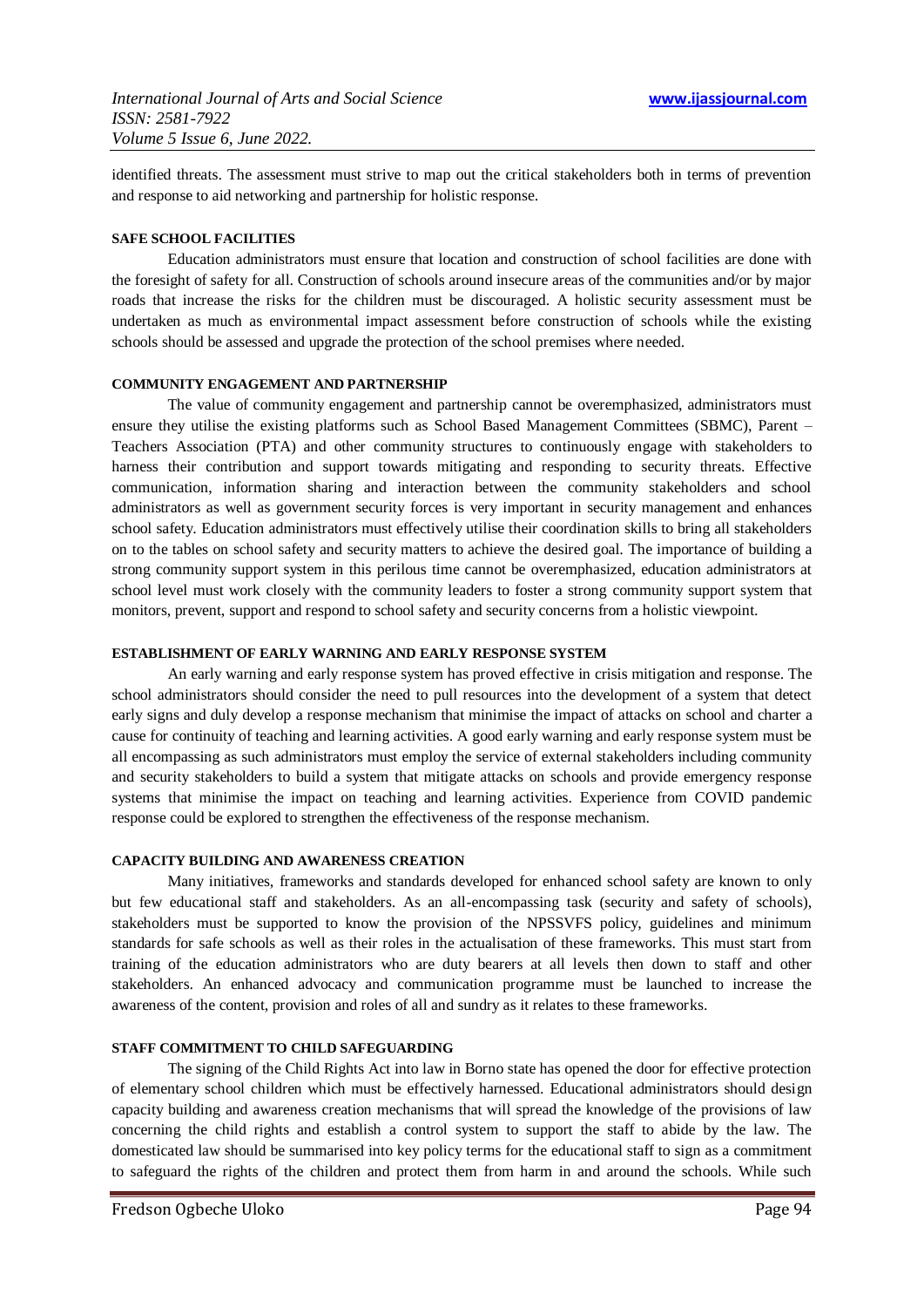identified threats. The assessment must strive to map out the critical stakeholders both in terms of prevention and response to aid networking and partnership for holistic response.

### SAFE SCHOOL FACILITIES

Education administrators must ensure that location and construction of school facilities are done with the foresight of safety for all. Construction of schools around insecure areas of the communities and/or by major roads that increase the risks for the children must be discouraged. A holistic security assessment must be undertaken as much as environmental impact assessment before construction of schools while the existing schools should be assessed and upgrade the protection of the school premises where needed.

### COMMUNITY ENGAGEMENT AND PARTNERSHIP

The value of community engagement and partnership cannot be overemphasized, administrators must ensure they utilise the existing platforms such as School Based Management Committees (SBMC), Parent – Teachers Association (PTA) and other community structures to continuously engage with stakeholders to harness their contribution and support towards mitigating and responding to security threats. Effective communication, information sharing and interaction between the community stakeholders and school administrators as well as government security forces is very important in security management and enhances school safety. Education administrators must effectively utilise their coordination skills to bring all stakeholders on to the tables on school safety and security matters to achieve the desired goal. The importance of building a strong community support system in this perilous time cannot be overemphasized, education administrators at school level must work closely with the community leaders to foster a strong community support system that monitors, prevent, support and respond to school safety and security concerns from a holistic viewpoint.

### ESTABLISHMENT OF EARLY WARNING AND EARLY RESPONSE SYSTEM

An early warning and early response system has proved effective in crisis mitigation and response. The school administrators should consider the need to pull resources into the development of a system that detect early signs and duly develop a response mechanism that minimise the impact of attacks on school and charter a cause for continuity of teaching and learning activities. A good early warning and early response system must be all encompassing as such administrators must employ the service of external stakeholders including community and security stakeholders to build a system that mitigate attacks on schools and provide emergency response systems that minimise the impact on teaching and learning activities. Experience from COVID pandemic response could be explored to strengthen the effectiveness of the response mechanism.

### CAPACITY BUILDING AND AWARENESS CREATION

Many initiatives, frameworks and standards developed for enhanced school safety are known to only but few educational staff and stakeholders. As an all-encompassing task (security and safety of schools), stakeholders must be supported to know the provision of the NPSSVFS policy, guidelines and minimum standards for safe schools as well as their roles in the actualisation of these frameworks. This must start from training of the education administrators who are duty bearers at all levels then down to staff and other stakeholders. An enhanced advocacy and communication programme must be launched to increase the awareness of the content, provision and roles of all and sundry as it relates to these frameworks.

### STAFF COMMITMENT TO CHILD SAFEGUARDING

The signing of the Child Rights Act into law in Borno state has opened the door for effective protection of elementary school children which must be effectively harnessed. Educational administrators should design capacity building and awareness creation mechanisms that will spread the knowledge of the provisions of law concerning the child rights and establish a control system to support the staff to abide by the law. The domesticated law should be summarised into key policy terms for the educational staff to sign as a commitment to safeguard the rights of the children and protect them from harm in and around the schools. While such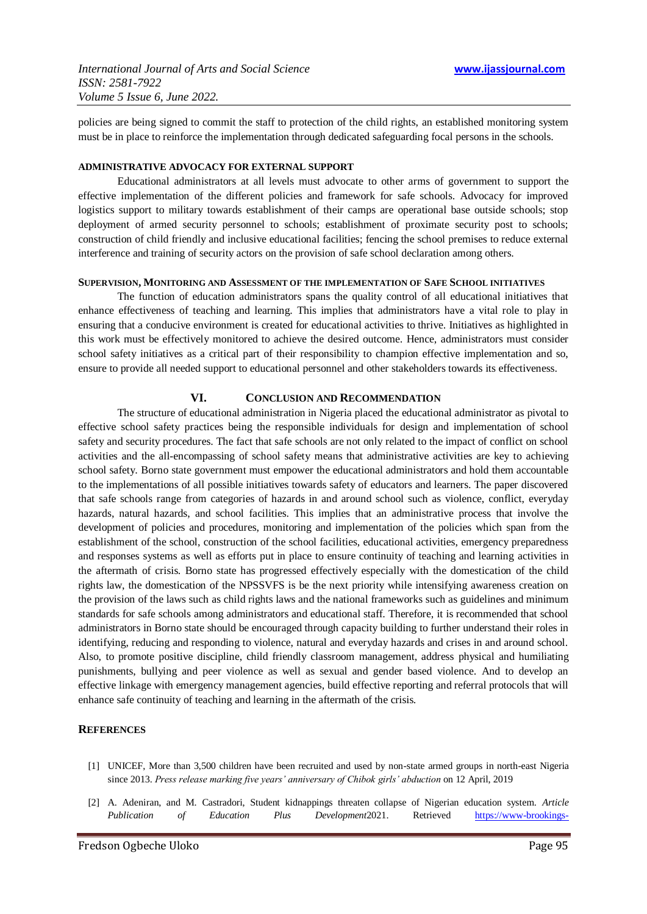policies are being signed to commit the staff to protection of the child rights, an established monitoring system must be in place to reinforce the implementation through dedicated safeguarding focal persons in the schools.

**ADMINISTRATIVE ADVOCACY FOR EXTERNAL SUPPORT**

Educational administrators at all levels must advocate to other arms of government to support the effective implementation of the different policies and framework for safe schools. Advocacy for improved logistics support to military towards establishment of their camps are operational base outside schools; stop deployment of armed security personnel to schools; establishment of proximate security post to schools; construction of child friendly and inclusive educational facilities; fencing the school premises to reduce external interference and training of security actors on the provision of safe school declaration among others.

**SUPERVISION, MONITORING AND ASSESSMENT OF THE IMPLEMENTATION OF SAFE SCHOOL INITIATIVES**

The function of education administrators spans the quality control of all educational initiatives that enhance effectiveness of teaching and learning. This implies that administrators have a vital role to play in ensuring that a conducive environment is created for educational activities to thrive. Initiatives as highlighted in this work must be effectively monitored to achieve the desired outcome. Hence, administrators must consider school safety initiatives as a critical part of their responsibility to champion effective implementation and so, ensure to provide all needed support to educational personnel and other stakeholders towards its effectiveness.

## VI. CONCLUSION AND RECOMMENDATION

The structure of educational administration in Nigeria placed the educational administrator as pivotal to effective school safety practices being the responsible individuals for design and implementation of school safety and security procedures. The fact that safe schools are not only related to the impact of conflict on school activities and the all-encompassing of school safety means that administrative activities are key to achieving school safety. Borno state government must empower the educational administrators and hold them accountable to the implementations of all possible initiatives towards safety of educators and learners. The paper discovered that safe schools range from categories of hazards in and around school such as violence, conflict, everyday hazards, natural hazards, and school facilities. This implies that an administrative process that involve the development of policies and procedures, monitoring and implementation of the policies which span from the establishment of the school, construction of the school facilities, educational activities, emergency preparedness and responses systems as well as efforts put in place to ensure continuity of teaching and learning activities in the aftermath of crisis. Borno state has progressed effectively especially with the domestication of the child rights law, the domestication of the NPSSVFS is be the next priority while intensifying awareness creation on the provision of the laws such as child rights laws and the national frameworks such as guidelines and minimum standards for safe schools among administrators and educational staff. Therefore, it is recommended that school administrators in Borno state should be encouraged through capacity building to further understand their roles in identifying, reducing and responding to violence, natural and everyday hazards and crises in and around school. Also, to promote positive discipline, child friendly classroom management, address physical and humiliating punishments, bullying and peer violence as well as sexual and gender based violence. And to develop an effective linkage with emergency management agencies, build effective reporting and referral protocols that will enhance safe continuity of teaching and learning in the aftermath of the crisis.

## REFERENCES

[1] UNICEF, More than 3,500 children have been recruited and used by non-state armed groups in north-east Nigeria since 2013. *Press release marking five years' anniversary of Chibok girls' abduction* on 12 April, 2019

[2] A. Adeniran, and M. Castradori, Student kidnappings threaten collapse of Nigerian education system. *Article Publication of Education Plus Development*2021. Retrieved https://www-brookings-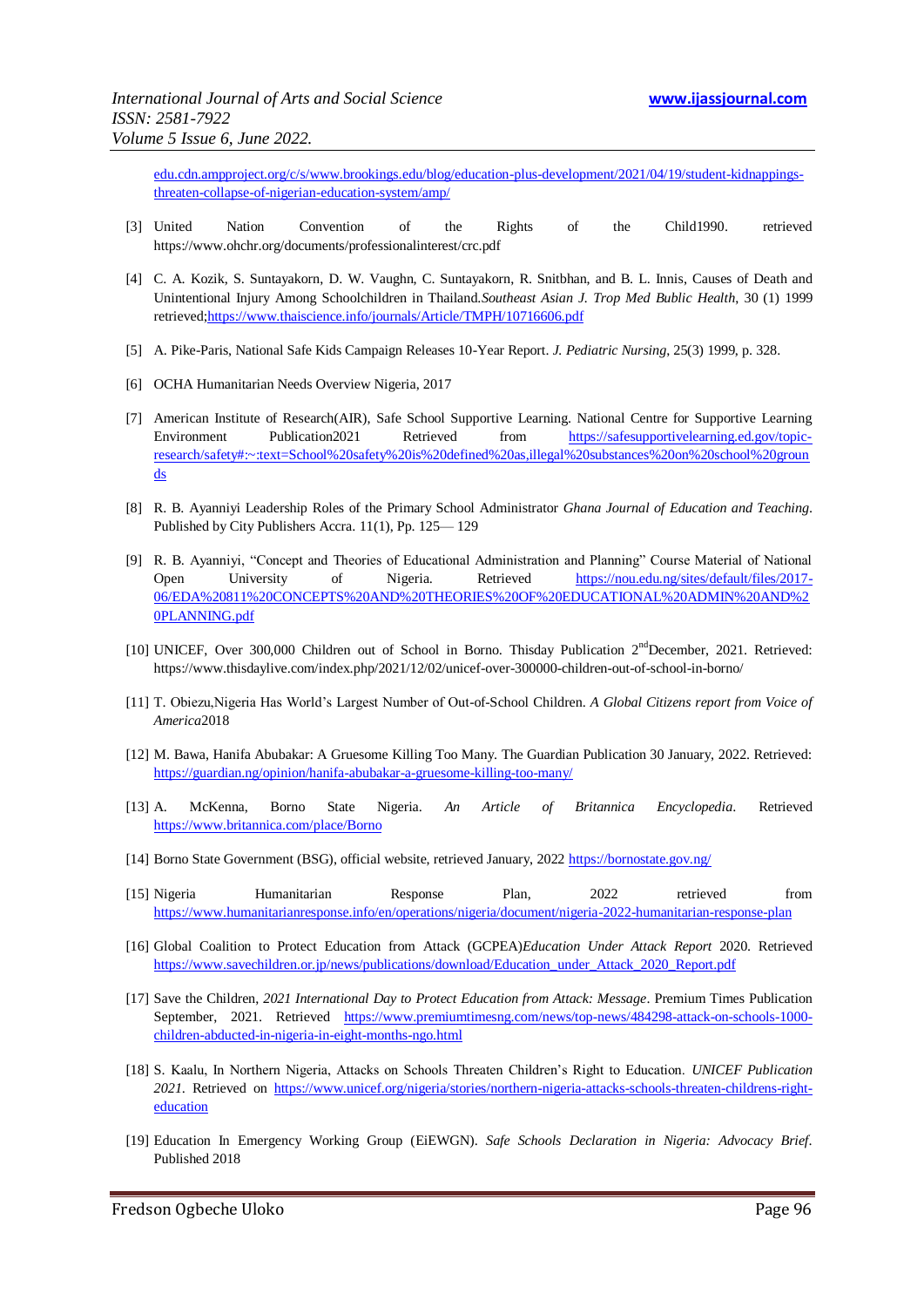edu.cdn.ampproject.org/c/s/www.brookings.edu/blog/education-plus-development/2021/04/19/student-kidnappings-threaten-collapse-of-nigerian-education-system/amp/

[3] United Nation Convention of the Rights of the Child1990. retrieved https://www.ohchr.org/documents/professionalinterest/crc.pdf

[4] C. A. Kozik, S. Suntayakorn, D. W. Vaughn, C. Suntayakorn, R. Snitbhan, and B. L. Innis, Causes of Death and Unintentional Injury Among Schoolchildren in Thailand.*Southeast Asian J. Trop Med Bublic Health*, 30 (1) 1999 retrieved;https://www.thaiscience.info/journals/Article/TMPH/10716606.pdf

[5] A. Pike-Paris, National Safe Kids Campaign Releases 10-Year Report. *J. Pediatric Nursing*, 25(3) 1999, p. 328.

[6] OCHA Humanitarian Needs Overview Nigeria, 2017

[7] American Institute of Research(AIR), Safe School Supportive Learning. National Centre for Supportive Learning Environment Publication2021 Retrieved from https://safesupportivelearning.ed.gov/topic-research/safety#:~:text=School%20safety%20is%20defined%20as,illegal%20substances%20on%20school%20grounds

[8] R. B. Ayanniyi Leadership Roles of the Primary School Administrator *Ghana Journal of Education and Teaching*. Published by City Publishers Accra. 11(1), Pp. 125— 129

[9] R. B. Ayanniyi, "Concept and Theories of Educational Administration and Planning" Course Material of National Open University of Nigeria. Retrieved https://nou.edu.ng/sites/default/files/2017-06/EDA%20811%20CONCEPTS%20AND%20THEORIES%20OF%20EDUCATIONAL%20ADMIN%20AND%20PLANNING.pdf

[10] UNICEF, Over 300,000 Children out of School in Borno. Thisday Publication 2nd December, 2021. Retrieved: https://www.thisdaylive.com/index.php/2021/12/02/unicef-over-300000-children-out-of-school-in-borno/

[11] T. Obiezu,Nigeria Has World's Largest Number of Out-of-School Children. *A Global Citizens report from Voice of America*2018

[12] M. Bawa, Hanifa Abubakar: A Gruesome Killing Too Many. The Guardian Publication 30 January, 2022. Retrieved: https://guardian.ng/opinion/hanifa-abubakar-a-gruesome-killing-too-many/

[13] A. McKenna, Borno State Nigeria. *An Article of Britannica Encyclopedia*. Retrieved https://www.britannica.com/place/Borno

[14] Borno State Government (BSG), official website, retrieved January, 2022 https://bornostate.gov.ng/

[15] Nigeria Humanitarian Response Plan, 2022 retrieved from https://www.humanitarianresponse.info/en/operations/nigeria/document/nigeria-2022-humanitarian-response-plan

[16] Global Coalition to Protect Education from Attack (GCPEA)*Education Under Attack Report* 2020. Retrieved https://www.savechildren.or.jp/news/publications/download/Education_under_Attack_2020_Report.pdf

[17] Save the Children, *2021 International Day to Protect Education from Attack: Message*. Premium Times Publication September, 2021. Retrieved https://www.premiumtimesng.com/news/top-news/484298-attack-on-schools-1000-children-abducted-in-nigeria-in-eight-months-ngo.html

[18] S. Kaalu, In Northern Nigeria, Attacks on Schools Threaten Children's Right to Education. *UNICEF Publication 2021*. Retrieved on https://www.unicef.org/nigeria/stories/northern-nigeria-attacks-schools-threaten-childrens-right-education

[19] Education In Emergency Working Group (EiEWGN). *Safe Schools Declaration in Nigeria: Advocacy Brief*. Published 2018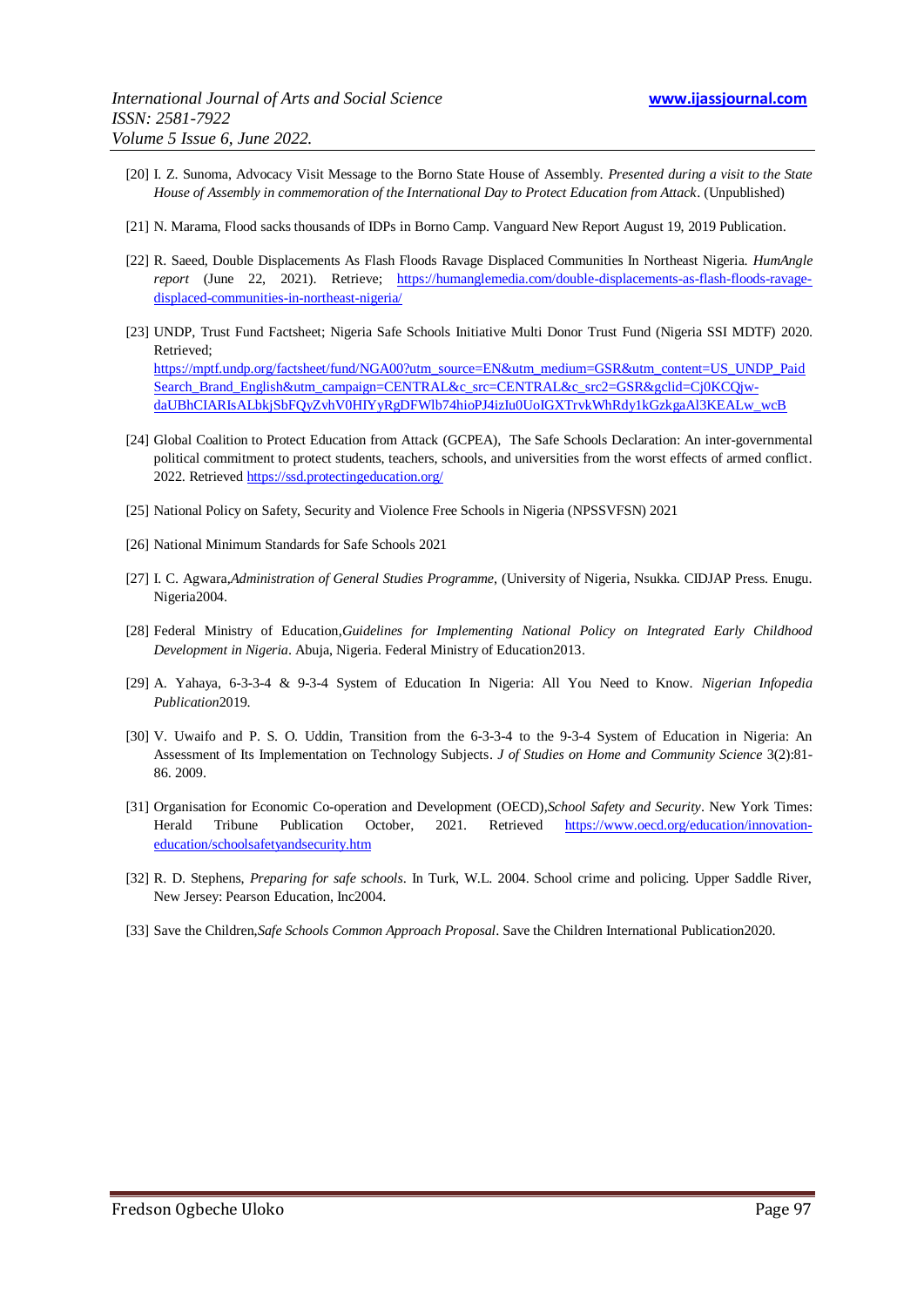[20] I. Z. Sunoma, Advocacy Visit Message to the Borno State House of Assembly. *Presented during a visit to the State House of Assembly in commemoration of the International Day to Protect Education from Attack*. (Unpublished)

[21] N. Marama, Flood sacks thousands of IDPs in Borno Camp. Vanguard New Report August 19, 2019 Publication.

[22] R. Saeed, Double Displacements As Flash Floods Ravage Displaced Communities In Northeast Nigeria. *HumAngle report* (June 22, 2021). Retrieve; https://humanglemedia.com/double-displacements-as-flash-floods-ravage-displaced-communities-in-northeast-nigeria/

[23] UNDP, Trust Fund Factsheet; Nigeria Safe Schools Initiative Multi Donor Trust Fund (Nigeria SSI MDTF) 2020. Retrieved; https://mptf.undp.org/factsheet/fund/NGA00?utm_source=EN&utm_medium=GSR&utm_content=US_UNDP_PaidSearch_Brand_English&utm_campaign=CENTRAL&c_src=CENTRAL&c_src2=GSR&gclid=Cj0KCQjw-daUBhCIARIsALbkjSbFQyZvhV0HIYyRgDFWlb74hioPJ4izIu0UoIGXTrvkWhRdy1kGzkgaAl3KEALw_wcB

[24] Global Coalition to Protect Education from Attack (GCPEA), The Safe Schools Declaration: An inter-governmental political commitment to protect students, teachers, schools, and universities from the worst effects of armed conflict. 2022. Retrieved https://ssd.protectingeducation.org/

[25] National Policy on Safety, Security and Violence Free Schools in Nigeria (NPSSVFSN) 2021

[26] National Minimum Standards for Safe Schools 2021

[27] I. C. Agwara,*Administration of General Studies Programme*, (University of Nigeria, Nsukka. CIDJAP Press. Enugu. Nigeria2004.

[28] Federal Ministry of Education,*Guidelines for Implementing National Policy on Integrated Early Childhood Development in Nigeria*. Abuja, Nigeria. Federal Ministry of Education2013.

[29] A. Yahaya, 6-3-3-4 & 9-3-4 System of Education In Nigeria: All You Need to Know. *Nigerian Infopedia Publication*2019.

[30] V. Uwaifo and P. S. O. Uddin, Transition from the 6-3-3-4 to the 9-3-4 System of Education in Nigeria: An Assessment of Its Implementation on Technology Subjects. *J of Studies on Home and Community Science* 3(2):81-86. 2009.

[31] Organisation for Economic Co-operation and Development (OECD),*School Safety and Security*. New York Times: Herald Tribune Publication October, 2021. Retrieved https://www.oecd.org/education/innovation-education/schoolsafetyandsecurity.htm

[32] R. D. Stephens, *Preparing for safe schools*. In Turk, W.L. 2004. School crime and policing. Upper Saddle River, New Jersey: Pearson Education, Inc2004.

[33] Save the Children,*Safe Schools Common Approach Proposal*. Save the Children International Publication2020.